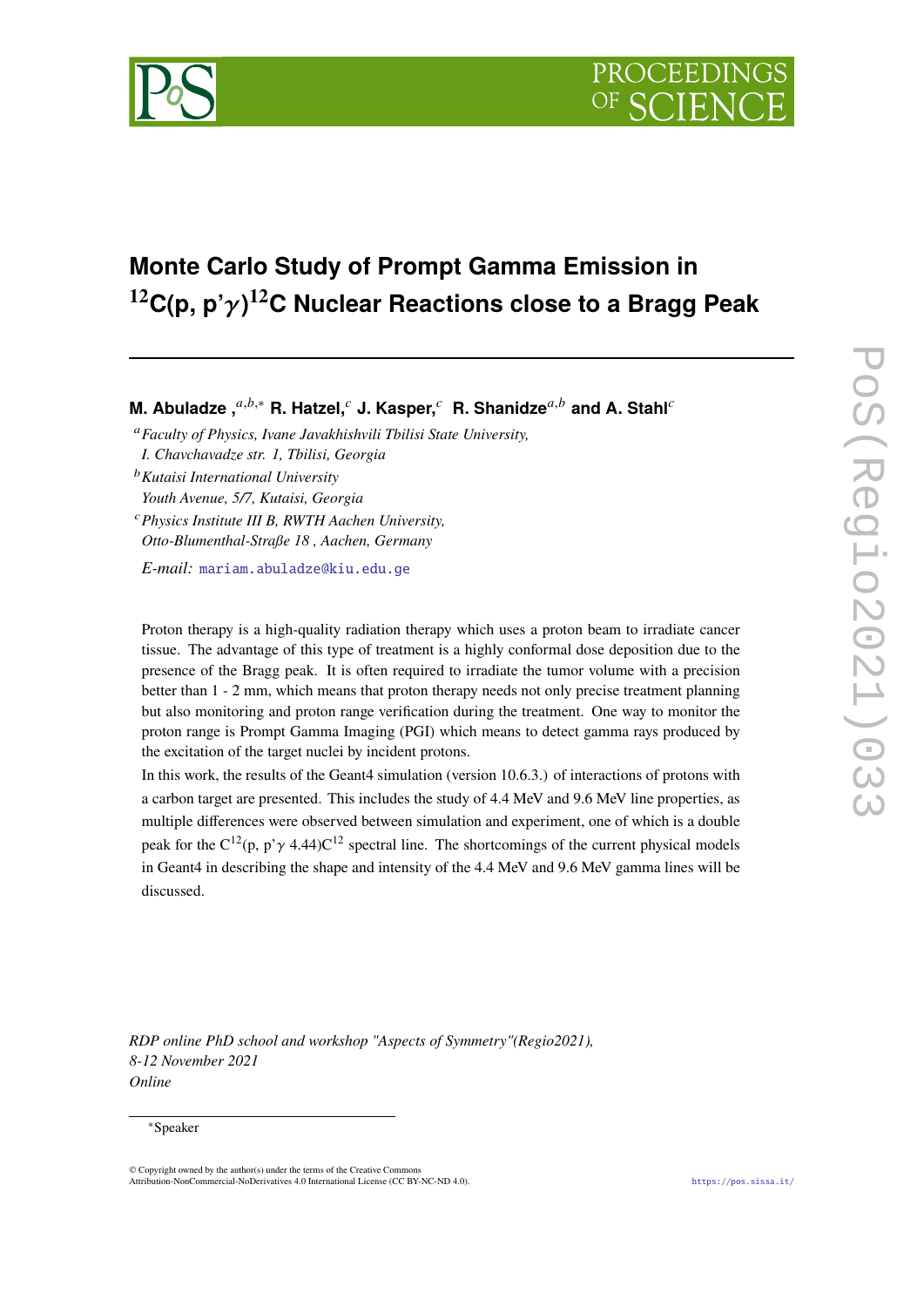# Monte Carlo Study of Prompt Gamma Emission in $^{12}$C(p, p'$\gamma$)$^{12}$C Nuclear Reactions close to a Bragg Peak

**M. Abuladze ,**[a,b,*] **R. Hatzel,**[c] **J. Kasper,**[c] **R. Shanidze**[a,b] **and A. Stahl**[c]

[a] *Faculty of Physics, Ivane Javakhishvili Tbilisi State University, I. Chavchavadze str. 1, Tbilisi, Georgia*

[b] *Kutaisi International University Youth Avenue, 5/7, Kutaisi, Georgia*

[c] *Physics Institute III B, RWTH Aachen University, Otto-Blumenthal-Straße 18 , Aachen, Germany*

*E-mail:* mariam.abuladze@kiu.edu.ge

Proton therapy is a high-quality radiation therapy which uses a proton beam to irradiate cancer tissue. The advantage of this type of treatment is a highly conformal dose deposition due to the presence of the Bragg peak. It is often required to irradiate the tumor volume with a precision better than 1 - 2 mm, which means that proton therapy needs not only precise treatment planning but also monitoring and proton range verification during the treatment. One way to monitor the proton range is Prompt Gamma Imaging (PGI) which means to detect gamma rays produced by the excitation of the target nuclei by incident protons.

In this work, the results of the Geant4 simulation (version 10.6.3.) of interactions of protons with a carbon target are presented. This includes the study of 4.4 MeV and 9.6 MeV line properties, as multiple differences were observed between simulation and experiment, one of which is a double peak for the $C^{12}$(p, p'$\gamma$ 4.44)$C^{12}$ spectral line. The shortcomings of the current physical models in Geant4 in describing the shape and intensity of the 4.4 MeV and 9.6 MeV gamma lines will be discussed.

*RDP online PhD school and workshop "Aspects of Symmetry"(Regio2021), 8-12 November 2021 Online*

[*] Speaker

© Copyright owned by the author(s) under the terms of the Creative Commons Attribution-NonCommercial-NoDerivatives 4.0 International License (CC BY-NC-ND 4.0).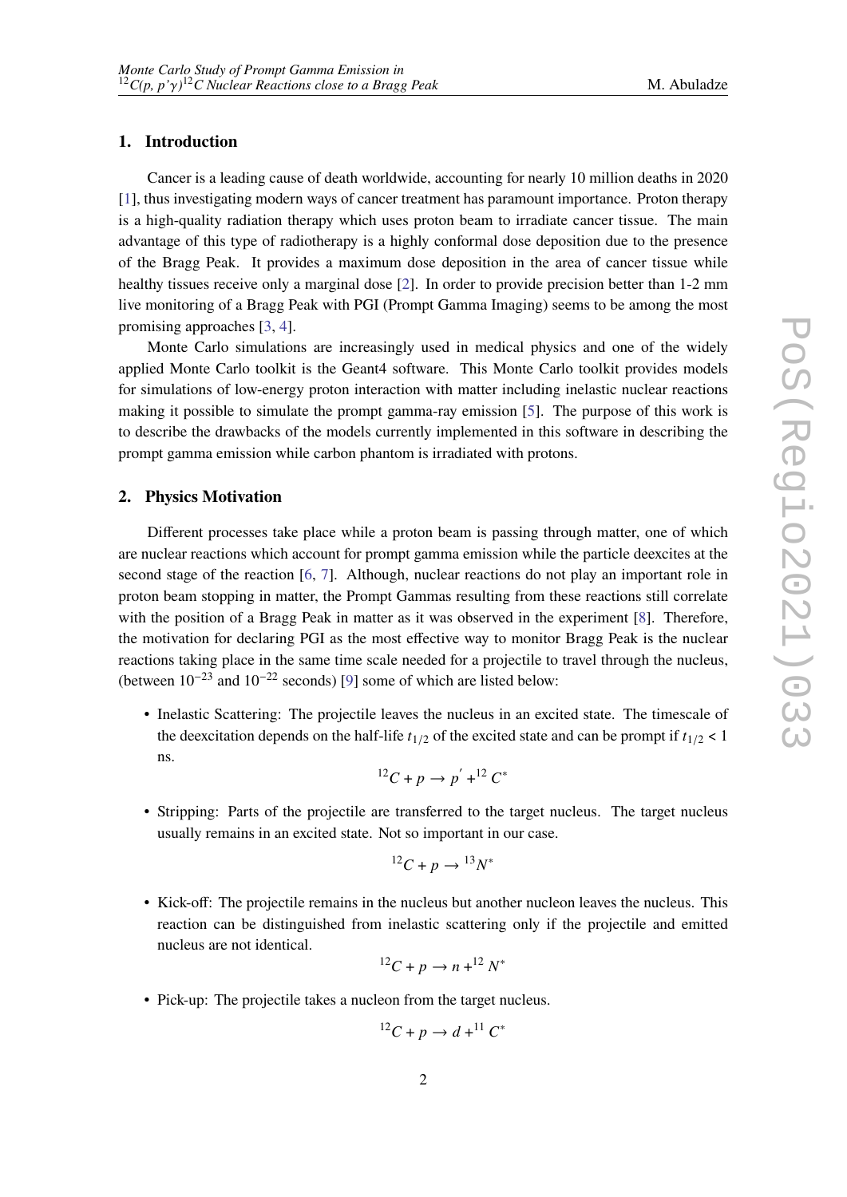## 1. Introduction

Cancer is a leading cause of death worldwide, accounting for nearly 10 million deaths in 2020 [1], thus investigating modern ways of cancer treatment has paramount importance. Proton therapy is a high-quality radiation therapy which uses proton beam to irradiate cancer tissue. The main advantage of this type of radiotherapy is a highly conformal dose deposition due to the presence of the Bragg Peak. It provides a maximum dose deposition in the area of cancer tissue while healthy tissues receive only a marginal dose [2]. In order to provide precision better than 1-2 mm live monitoring of a Bragg Peak with PGI (Prompt Gamma Imaging) seems to be among the most promising approaches [3, 4].

Monte Carlo simulations are increasingly used in medical physics and one of the widely applied Monte Carlo toolkit is the Geant4 software. This Monte Carlo toolkit provides models for simulations of low-energy proton interaction with matter including inelastic nuclear reactions making it possible to simulate the prompt gamma-ray emission [5]. The purpose of this work is to describe the drawbacks of the models currently implemented in this software in describing the prompt gamma emission while carbon phantom is irradiated with protons.

## 2. Physics Motivation

Different processes take place while a proton beam is passing through matter, one of which are nuclear reactions which account for prompt gamma emission while the particle deexcites at the second stage of the reaction [6, 7]. Although, nuclear reactions do not play an important role in proton beam stopping in matter, the Prompt Gammas resulting from these reactions still correlate with the position of a Bragg Peak in matter as it was observed in the experiment [8]. Therefore, the motivation for declaring PGI as the most effective way to monitor Bragg Peak is the nuclear reactions taking place in the same time scale needed for a projectile to travel through the nucleus, (between $10^{-23}$ and $10^{-22}$ seconds) [9] some of which are listed below:

- Inelastic Scattering: The projectile leaves the nucleus in an excited state. The timescale of the deexcitation depends on the half-life $t_{1/2}$ of the excited state and can be prompt if $t_{1/2} < 1$ ns.

$$^{12}C + p \rightarrow p' + ^{12}C^{*}$$

- Stripping: Parts of the projectile are transferred to the target nucleus. The target nucleus usually remains in an excited state. Not so important in our case.

$$^{12}C + p \rightarrow ^{13}N^{*}$$

- Kick-off: The projectile remains in the nucleus but another nucleon leaves the nucleus. This reaction can be distinguished from inelastic scattering only if the projectile and emitted nucleus are not identical.

$$^{12}C + p \rightarrow n + ^{12}N^{*}$$

- Pick-up: The projectile takes a nucleon from the target nucleus.

$$^{12}C + p \rightarrow d + ^{11}C^{*}$$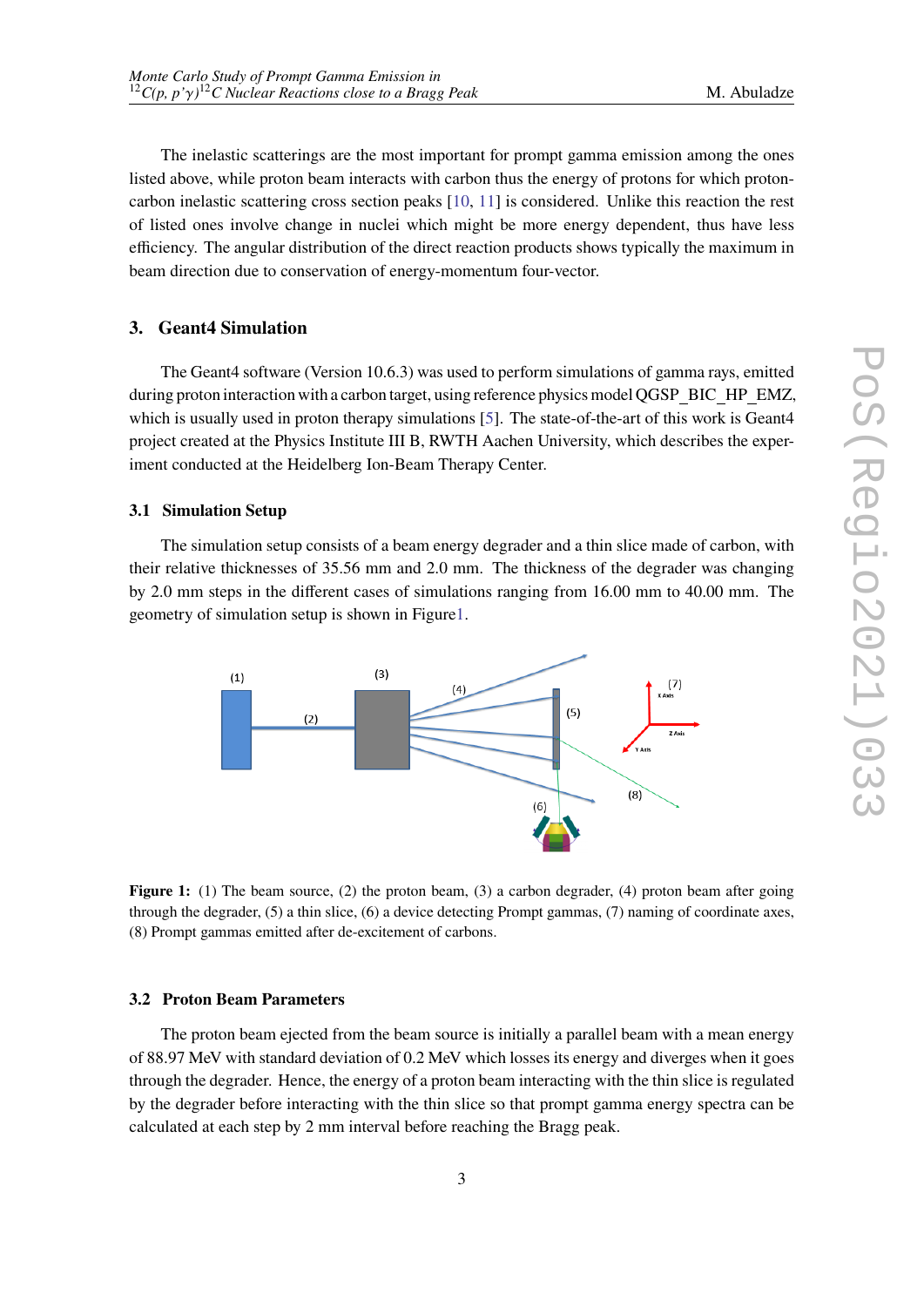The inelastic scatterings are the most important for prompt gamma emission among the ones listed above, while proton beam interacts with carbon thus the energy of protons for which proton-carbon inelastic scattering cross section peaks [10, 11] is considered. Unlike this reaction the rest of listed ones involve change in nuclei which might be more energy dependent, thus have less efficiency. The angular distribution of the direct reaction products shows typically the maximum in beam direction due to conservation of energy-momentum four-vector.

## 3. Geant4 Simulation

The Geant4 software (Version 10.6.3) was used to perform simulations of gamma rays, emitted during proton interaction with a carbon target, using reference physics model QGSP_BIC_HP_EMZ, which is usually used in proton therapy simulations [5]. The state-of-the-art of this work is Geant4 project created at the Physics Institute III B, RWTH Aachen University, which describes the experiment conducted at the Heidelberg Ion-Beam Therapy Center.

### 3.1 Simulation Setup

The simulation setup consists of a beam energy degrader and a thin slice made of carbon, with their relative thicknesses of 35.56 mm and 2.0 mm. The thickness of the degrader was changing by 2.0 mm steps in the different cases of simulations ranging from 16.00 mm to 40.00 mm. The geometry of simulation setup is shown in Figure1.

**Figure 1:** (1) The beam source, (2) the proton beam, (3) a carbon degrader, (4) proton beam after going through the degrader, (5) a thin slice, (6) a device detecting Prompt gammas, (7) naming of coordinate axes, (8) Prompt gammas emitted after de-excitement of carbons.

### 3.2 Proton Beam Parameters

The proton beam ejected from the beam source is initially a parallel beam with a mean energy of 88.97 MeV with standard deviation of 0.2 MeV which losses its energy and diverges when it goes through the degrader. Hence, the energy of a proton beam interacting with the thin slice is regulated by the degrader before interacting with the thin slice so that prompt gamma energy spectra can be calculated at each step by 2 mm interval before reaching the Bragg peak.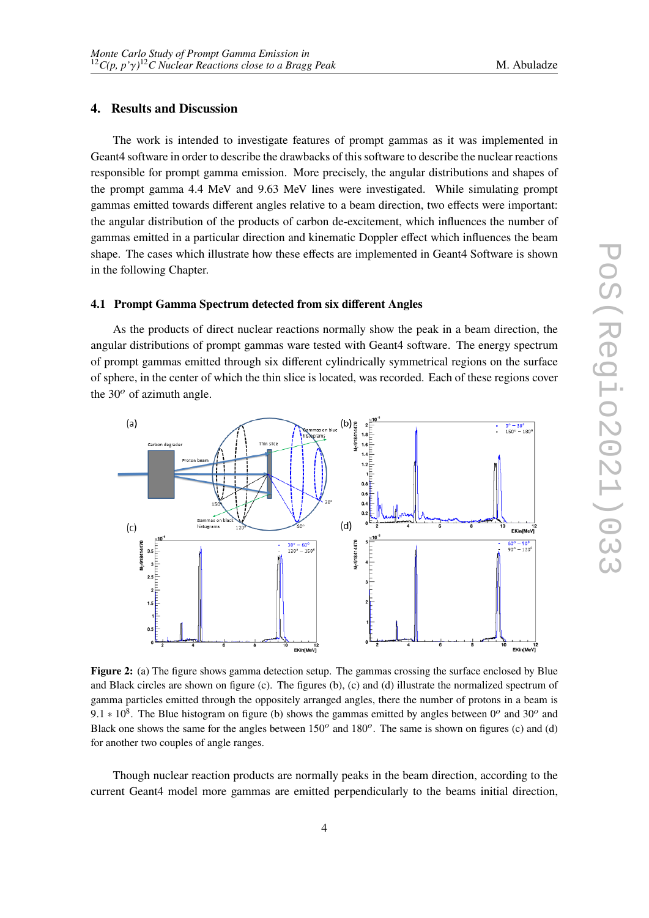## 4. Results and Discussion

The work is intended to investigate features of prompt gammas as it was implemented in Geant4 software in order to describe the drawbacks of this software to describe the nuclear reactions responsible for prompt gamma emission. More precisely, the angular distributions and shapes of the prompt gamma 4.4 MeV and 9.63 MeV lines were investigated. While simulating prompt gammas emitted towards different angles relative to a beam direction, two effects were important: the angular distribution of the products of carbon de-excitement, which influences the number of gammas emitted in a particular direction and kinematic Doppler effect which influences the beam shape. The cases which illustrate how these effects are implemented in Geant4 Software is shown in the following Chapter.

### 4.1 Prompt Gamma Spectrum detected from six different Angles

As the products of direct nuclear reactions normally show the peak in a beam direction, the angular distributions of prompt gammas ware tested with Geant4 software. The energy spectrum of prompt gammas emitted through six different cylindrically symmetrical regions on the surface of sphere, in the center of which the thin slice is located, was recorded. Each of these regions cover the $30^o$ of azimuth angle.

**Figure 2:** (a) The figure shows gamma detection setup. The gammas crossing the surface enclosed by Blue and Black circles are shown on figure (c). The figures (b), (c) and (d) illustrate the normalized spectrum of gamma particles emitted through the oppositely arranged angles, there the number of protons in a beam is $9.1 * 10^8$. The Blue histogram on figure (b) shows the gammas emitted by angles between $0^o$ and $30^o$ and Black one shows the same for the angles between $150^o$ and $180^o$. The same is shown on figures (c) and (d) for another two couples of angle ranges.

Though nuclear reaction products are normally peaks in the beam direction, according to the current Geant4 model more gammas are emitted perpendicularly to the beams initial direction,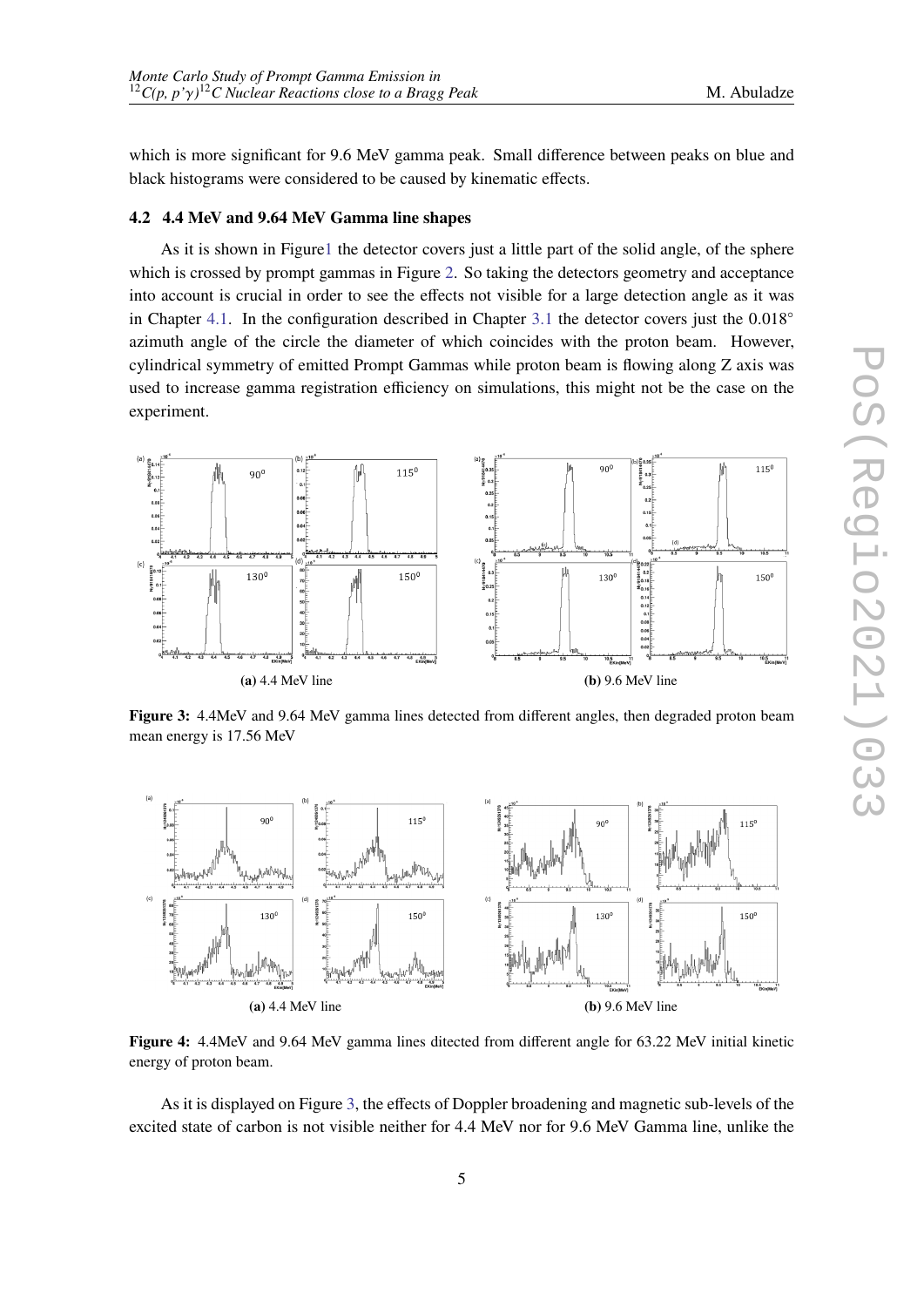which is more significant for 9.6 MeV gamma peak. Small difference between peaks on blue and black histograms were considered to be caused by kinematic effects.

### 4.2 4.4 MeV and 9.64 MeV Gamma line shapes

As it is shown in Figure1 the detector covers just a little part of the solid angle, of the sphere which is crossed by prompt gammas in Figure 2. So taking the detectors geometry and acceptance into account is crucial in order to see the effects not visible for a large detection angle as it was in Chapter 4.1. In the configuration described in Chapter 3.1 the detector covers just the $0.018^{\circ}$ azimuth angle of the circle the diameter of which coincides with the proton beam. However, cylindrical symmetry of emitted Prompt Gammas while proton beam is flowing along Z axis was used to increase gamma registration efficiency on simulations, this might not be the case on the experiment.

**(a)** 4.4 MeV line

**(b)** 9.6 MeV line

**Figure 3:** 4.4MeV and 9.64 MeV gamma lines detected from different angles, then degraded proton beam mean energy is 17.56 MeV

**(a)** 4.4 MeV line

**(b)** 9.6 MeV line

**Figure 4:** 4.4MeV and 9.64 MeV gamma lines ditected from different angle for 63.22 MeV initial kinetic energy of proton beam.

As it is displayed on Figure 3, the effects of Doppler broadening and magnetic sub-levels of the excited state of carbon is not visible neither for 4.4 MeV nor for 9.6 MeV Gamma line, unlike the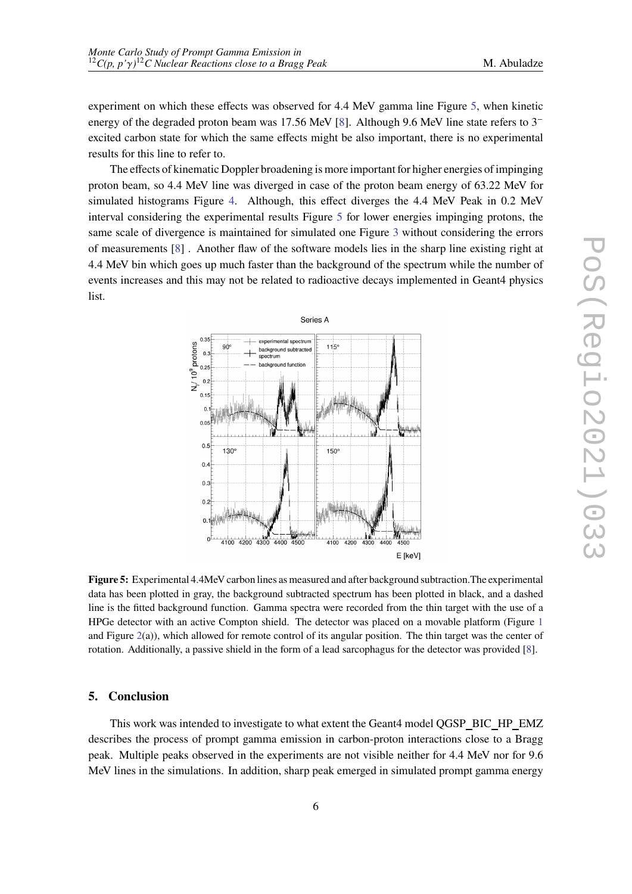experiment on which these effects was observed for 4.4 MeV gamma line Figure 5, when kinetic energy of the degraded proton beam was 17.56 MeV [8]. Although 9.6 MeV line state refers to $3^-$ excited carbon state for which the same effects might be also important, there is no experimental results for this line to refer to.

The effects of kinematic Doppler broadening is more important for higher energies of impinging proton beam, so 4.4 MeV line was diverged in case of the proton beam energy of 63.22 MeV for simulated histograms Figure 4. Although, this effect diverges the 4.4 MeV Peak in 0.2 MeV interval considering the experimental results Figure 5 for lower energies impinging protons, the same scale of divergence is maintained for simulated one Figure 3 without considering the errors of measurements [8] . Another flaw of the software models lies in the sharp line existing right at 4.4 MeV bin which goes up much faster than the background of the spectrum while the number of events increases and this may not be related to radioactive decays implemented in Geant4 physics list.

**Figure 5:** Experimental 4.4MeV carbon lines as measured and after background subtraction.The experimental data has been plotted in gray, the background subtracted spectrum has been plotted in black, and a dashed line is the fitted background function. Gamma spectra were recorded from the thin target with the use of a HPGe detector with an active Compton shield. The detector was placed on a movable platform (Figure 1 and Figure 2(a)), which allowed for remote control of its angular position. The thin target was the center of rotation. Additionally, a passive shield in the form of a lead sarcophagus for the detector was provided [8].

## 5. Conclusion

This work was intended to investigate to what extent the Geant4 model QGSP_BIC_HP_EMZ describes the process of prompt gamma emission in carbon-proton interactions close to a Bragg peak. Multiple peaks observed in the experiments are not visible neither for 4.4 MeV nor for 9.6 MeV lines in the simulations. In addition, sharp peak emerged in simulated prompt gamma energy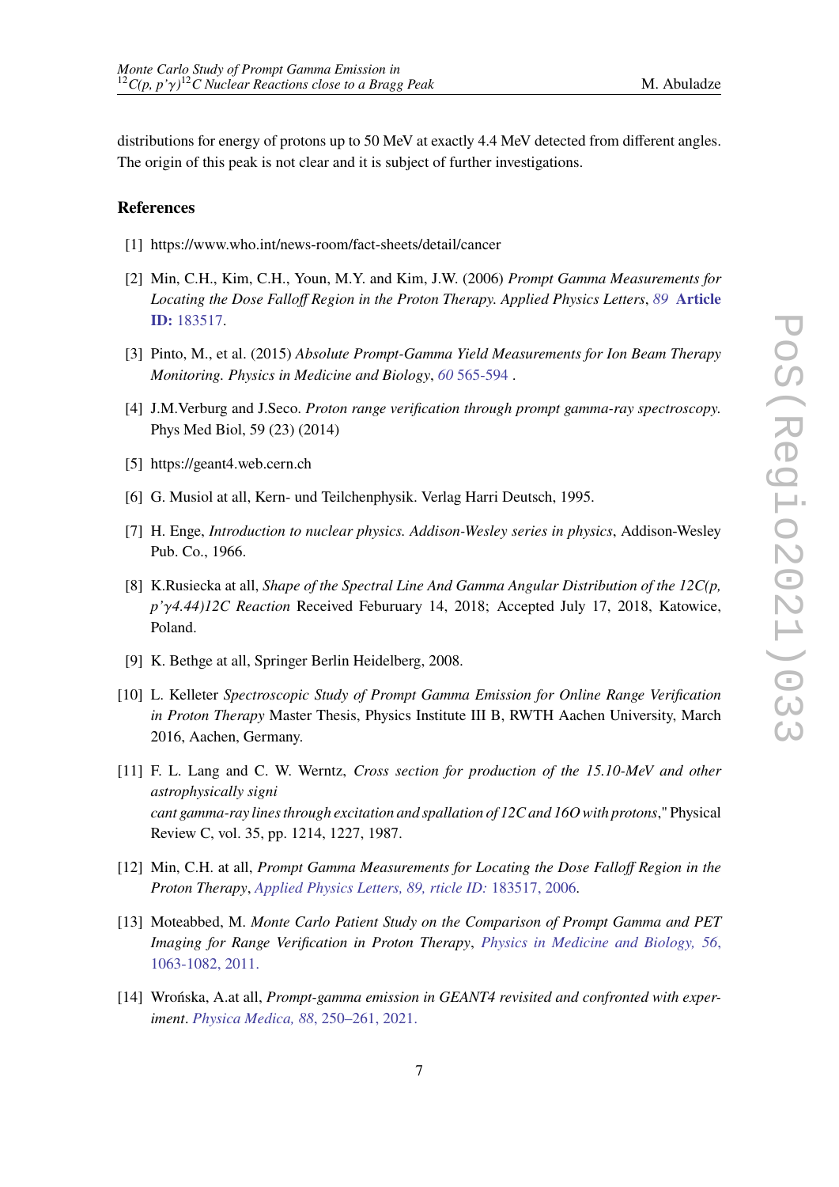distributions for energy of protons up to 50 MeV at exactly 4.4 MeV detected from different angles. The origin of this peak is not clear and it is subject of further investigations.

## References

[1] https://www.who.int/news-room/fact-sheets/detail/cancer

[2] Min, C.H., Kim, C.H., Youn, M.Y. and Kim, J.W. (2006) *Prompt Gamma Measurements for Locating the Dose Falloff Region in the Proton Therapy. Applied Physics Letters*, *89* **Article ID:** 183517.

[3] Pinto, M., et al. (2015) *Absolute Prompt-Gamma Yield Measurements for Ion Beam Therapy Monitoring. Physics in Medicine and Biology*, *60* 565-594 .

[4] J.M.Verburg and J.Seco. *Proton range verification through prompt gamma-ray spectroscopy.* Phys Med Biol, 59 (23) (2014)

[5] https://geant4.web.cern.ch

[6] G. Musiol at all, Kern- und Teilchenphysik. Verlag Harri Deutsch, 1995.

[7] H. Enge, *Introduction to nuclear physics. Addison-Wesley series in physics*, Addison-Wesley Pub. Co., 1966.

[8] K.Rusiecka at all, *Shape of the Spectral Line And Gamma Angular Distribution of the 12C(p, p'$\gamma$4.44)12C Reaction* Received Feburuary 14, 2018; Accepted July 17, 2018, Katowice, Poland.

[9] K. Bethge at all, Springer Berlin Heidelberg, 2008.

[10] L. Kelleter *Spectroscopic Study of Prompt Gamma Emission for Online Range Verification in Proton Therapy* Master Thesis, Physics Institute III B, RWTH Aachen University, March 2016, Aachen, Germany.

[11] F. L. Lang and C. W. Werntz, *Cross section for production of the 15.10-MeV and other astrophysically signi cant gamma-ray lines through excitation and spallation of 12C and 16O with protons*," Physical Review C, vol. 35, pp. 1214, 1227, 1987.

[12] Min, C.H. at all, *Prompt Gamma Measurements for Locating the Dose Falloff Region in the Proton Therapy*, *Applied Physics Letters, 89, rticle ID:* 183517, 2006.

[13] Moteabbed, M. *Monte Carlo Patient Study on the Comparison of Prompt Gamma and PET Imaging for Range Verification in Proton Therapy*, *Physics in Medicine and Biology, 56*, 1063-1082, 2011.

[14] Wrońska, A.at all, *Prompt-gamma emission in GEANT4 revisited and confronted with experiment*. *Physica Medica, 88*, 250–261, 2021.